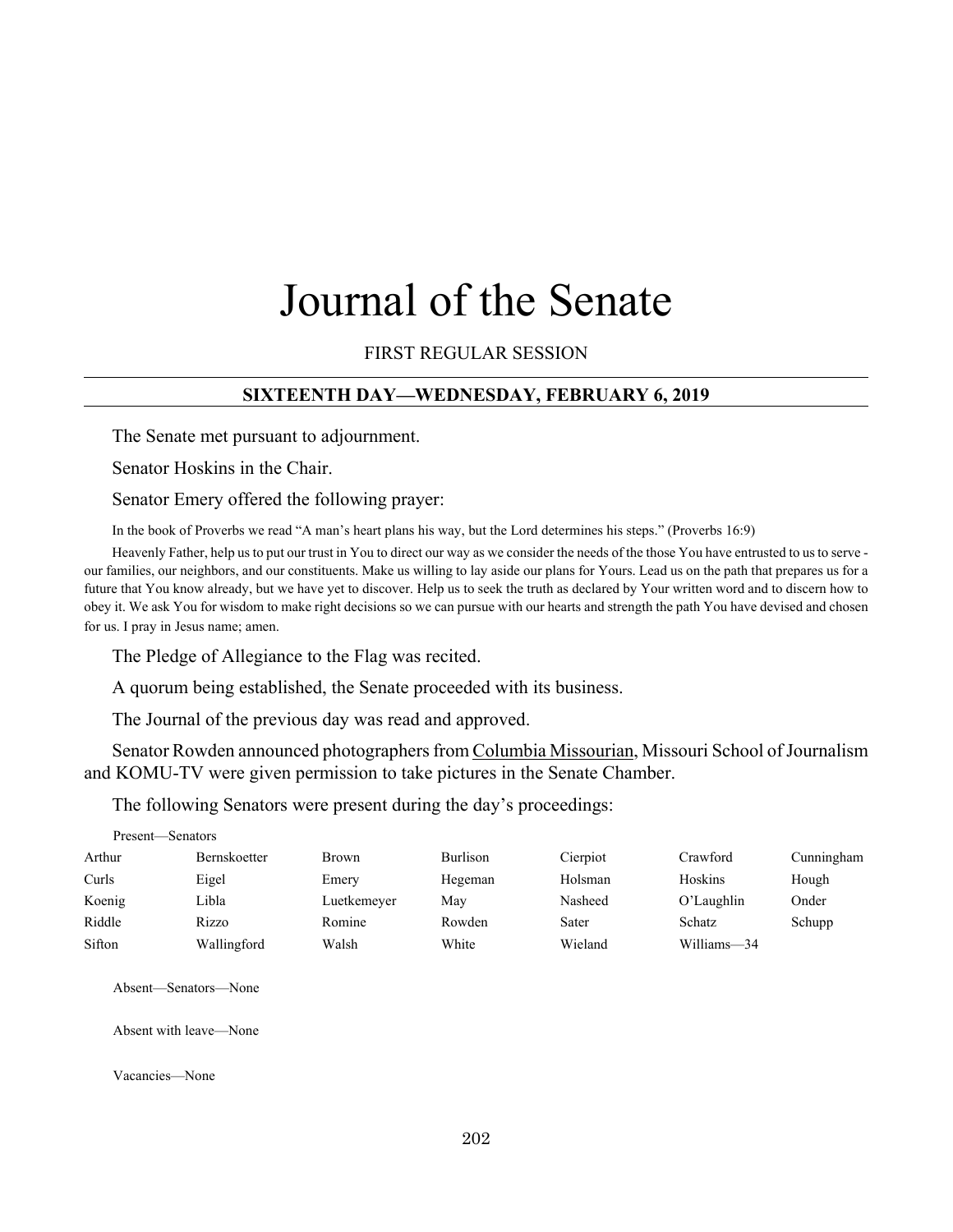# Journal of the Senate

FIRST REGULAR SESSION

## SIXTEENTH DAY—WEDNESDAY, FEBRUARY 6, 2019

The Senate met pursuant to adjournment.

Senator Hoskins in the Chair.

Senator Emery offered the following prayer:

In the book of Proverbs we read "A man's heart plans his way, but the Lord determines his steps." (Proverbs 16:9)

Heavenly Father, help us to put our trust in You to direct our way as we consider the needs of the those You have entrusted to us to serve - our families, our neighbors, and our constituents. Make us willing to lay aside our plans for Yours. Lead us on the path that prepares us for a future that You know already, but we have yet to discover. Help us to seek the truth as declared by Your written word and to discern how to obey it. We ask You for wisdom to make right decisions so we can pursue with our hearts and strength the path You have devised and chosen for us. I pray in Jesus name; amen.

The Pledge of Allegiance to the Flag was recited.

A quorum being established, the Senate proceeded with its business.

The Journal of the previous day was read and approved.

Senator Rowden announced photographers from Columbia Missourian, Missouri School of Journalism and KOMU-TV were given permission to take pictures in the Senate Chamber.

The following Senators were present during the day's proceedings:

Present—Senators

| | | | | | | |
|---|---|---|---|---|---|---|
| Arthur | Bernskoetter | Brown | Burlison | Cierpiot | Crawford | Cunningham |
| Curls | Eigel | Emery | Hegeman | Holsman | Hoskins | Hough |
| Koenig | Libla | Luetkemeyer | May | Nasheed | O'Laughlin | Onder |
| Riddle | Rizzo | Romine | Rowden | Sater | Schatz | Schupp |
| Sifton | Wallingford | Walsh | White | Wieland | Williams—34 | |

Absent—Senators—None

Absent with leave—None

Vacancies—None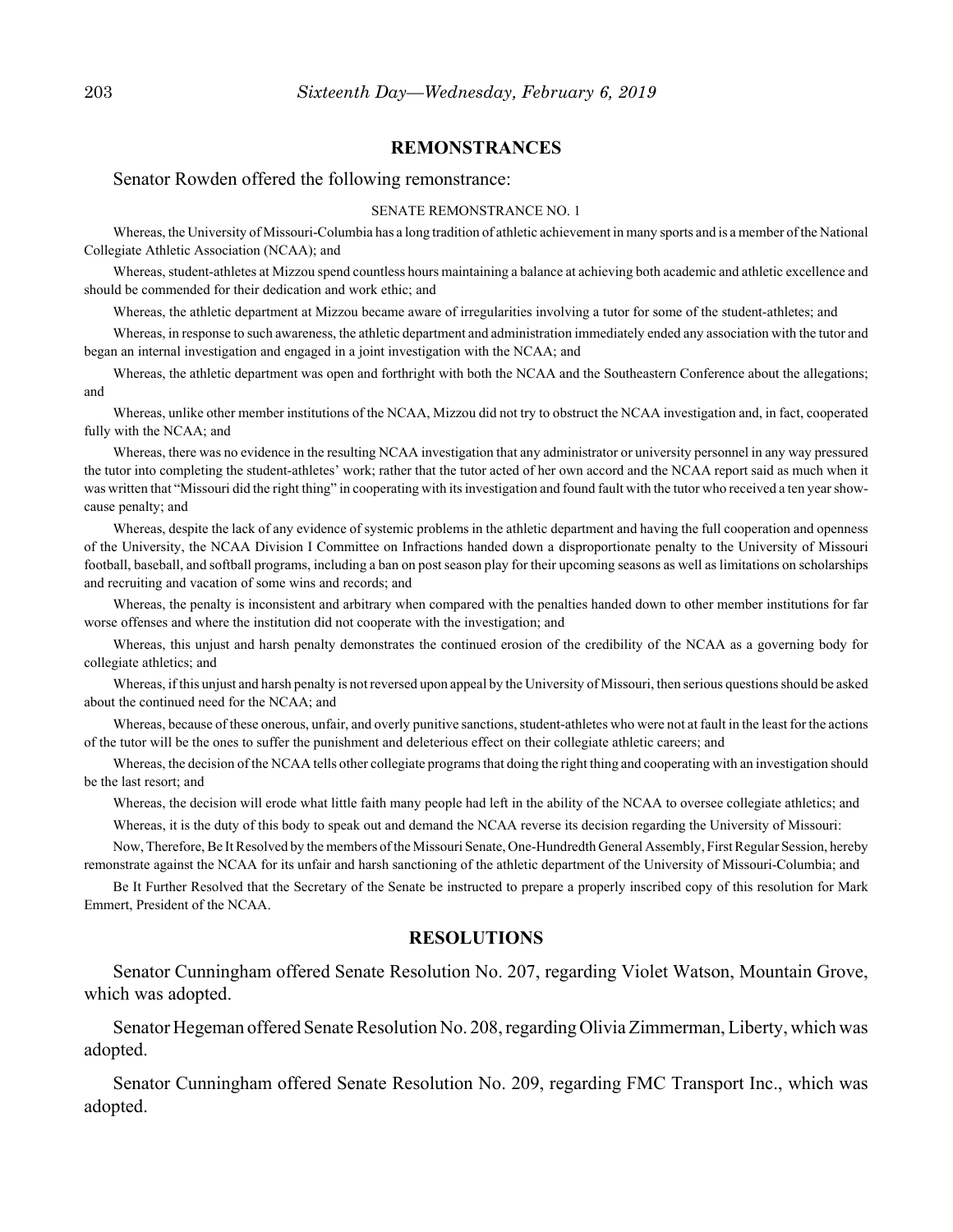## REMONSTRANCES

Senator Rowden offered the following remonstrance:

SENATE REMONSTRANCE NO. 1

Whereas, the University of Missouri-Columbia has a long tradition of athletic achievement in many sports and is a member of the National Collegiate Athletic Association (NCAA); and

Whereas, student-athletes at Mizzou spend countless hours maintaining a balance at achieving both academic and athletic excellence and should be commended for their dedication and work ethic; and

Whereas, the athletic department at Mizzou became aware of irregularities involving a tutor for some of the student-athletes; and

Whereas, in response to such awareness, the athletic department and administration immediately ended any association with the tutor and began an internal investigation and engaged in a joint investigation with the NCAA; and

Whereas, the athletic department was open and forthright with both the NCAA and the Southeastern Conference about the allegations; and

Whereas, unlike other member institutions of the NCAA, Mizzou did not try to obstruct the NCAA investigation and, in fact, cooperated fully with the NCAA; and

Whereas, there was no evidence in the resulting NCAA investigation that any administrator or university personnel in any way pressured the tutor into completing the student-athletes' work; rather that the tutor acted of her own accord and the NCAA report said as much when it was written that "Missouri did the right thing" in cooperating with its investigation and found fault with the tutor who received a ten year show-cause penalty; and

Whereas, despite the lack of any evidence of systemic problems in the athletic department and having the full cooperation and openness of the University, the NCAA Division I Committee on Infractions handed down a disproportionate penalty to the University of Missouri football, baseball, and softball programs, including a ban on post season play for their upcoming seasons as well as limitations on scholarships and recruiting and vacation of some wins and records; and

Whereas, the penalty is inconsistent and arbitrary when compared with the penalties handed down to other member institutions for far worse offenses and where the institution did not cooperate with the investigation; and

Whereas, this unjust and harsh penalty demonstrates the continued erosion of the credibility of the NCAA as a governing body for collegiate athletics; and

Whereas, if this unjust and harsh penalty is not reversed upon appeal by the University of Missouri, then serious questions should be asked about the continued need for the NCAA; and

Whereas, because of these onerous, unfair, and overly punitive sanctions, student-athletes who were not at fault in the least for the actions of the tutor will be the ones to suffer the punishment and deleterious effect on their collegiate athletic careers; and

Whereas, the decision of the NCAA tells other collegiate programs that doing the right thing and cooperating with an investigation should be the last resort; and

Whereas, the decision will erode what little faith many people had left in the ability of the NCAA to oversee collegiate athletics; and

Whereas, it is the duty of this body to speak out and demand the NCAA reverse its decision regarding the University of Missouri:

Now, Therefore, Be It Resolved by the members of the Missouri Senate, One-Hundredth General Assembly, First Regular Session, hereby remonstrate against the NCAA for its unfair and harsh sanctioning of the athletic department of the University of Missouri-Columbia; and

Be It Further Resolved that the Secretary of the Senate be instructed to prepare a properly inscribed copy of this resolution for Mark Emmert, President of the NCAA.

## RESOLUTIONS

Senator Cunningham offered Senate Resolution No. 207, regarding Violet Watson, Mountain Grove, which was adopted.

Senator Hegeman offered Senate Resolution No. 208, regarding Olivia Zimmerman, Liberty, which was adopted.

Senator Cunningham offered Senate Resolution No. 209, regarding FMC Transport Inc., which was adopted.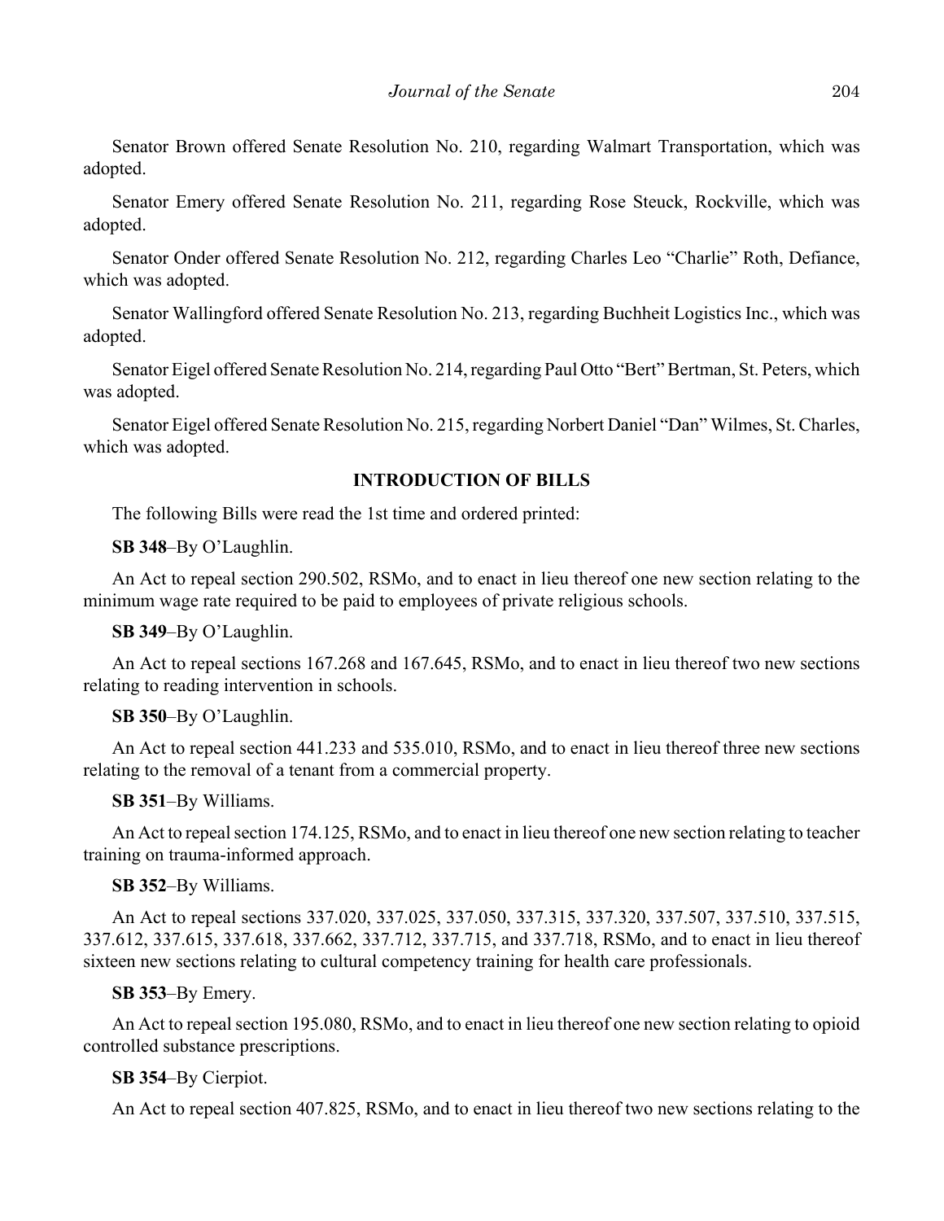Senator Brown offered Senate Resolution No. 210, regarding Walmart Transportation, which was adopted.

Senator Emery offered Senate Resolution No. 211, regarding Rose Steuck, Rockville, which was adopted.

Senator Onder offered Senate Resolution No. 212, regarding Charles Leo "Charlie" Roth, Defiance, which was adopted.

Senator Wallingford offered Senate Resolution No. 213, regarding Buchheit Logistics Inc., which was adopted.

Senator Eigel offered Senate Resolution No. 214, regarding Paul Otto "Bert" Bertman, St. Peters, which was adopted.

Senator Eigel offered Senate Resolution No. 215, regarding Norbert Daniel "Dan" Wilmes, St. Charles, which was adopted.

## INTRODUCTION OF BILLS

The following Bills were read the 1st time and ordered printed:

**SB 348**–By O'Laughlin.

An Act to repeal section 290.502, RSMo, and to enact in lieu thereof one new section relating to the minimum wage rate required to be paid to employees of private religious schools.

**SB 349**–By O'Laughlin.

An Act to repeal sections 167.268 and 167.645, RSMo, and to enact in lieu thereof two new sections relating to reading intervention in schools.

**SB 350**–By O'Laughlin.

An Act to repeal section 441.233 and 535.010, RSMo, and to enact in lieu thereof three new sections relating to the removal of a tenant from a commercial property.

**SB 351**–By Williams.

An Act to repeal section 174.125, RSMo, and to enact in lieu thereof one new section relating to teacher training on trauma-informed approach.

**SB 352**–By Williams.

An Act to repeal sections 337.020, 337.025, 337.050, 337.315, 337.320, 337.507, 337.510, 337.515, 337.612, 337.615, 337.618, 337.662, 337.712, 337.715, and 337.718, RSMo, and to enact in lieu thereof sixteen new sections relating to cultural competency training for health care professionals.

**SB 353**–By Emery.

An Act to repeal section 195.080, RSMo, and to enact in lieu thereof one new section relating to opioid controlled substance prescriptions.

**SB 354**–By Cierpiot.

An Act to repeal section 407.825, RSMo, and to enact in lieu thereof two new sections relating to the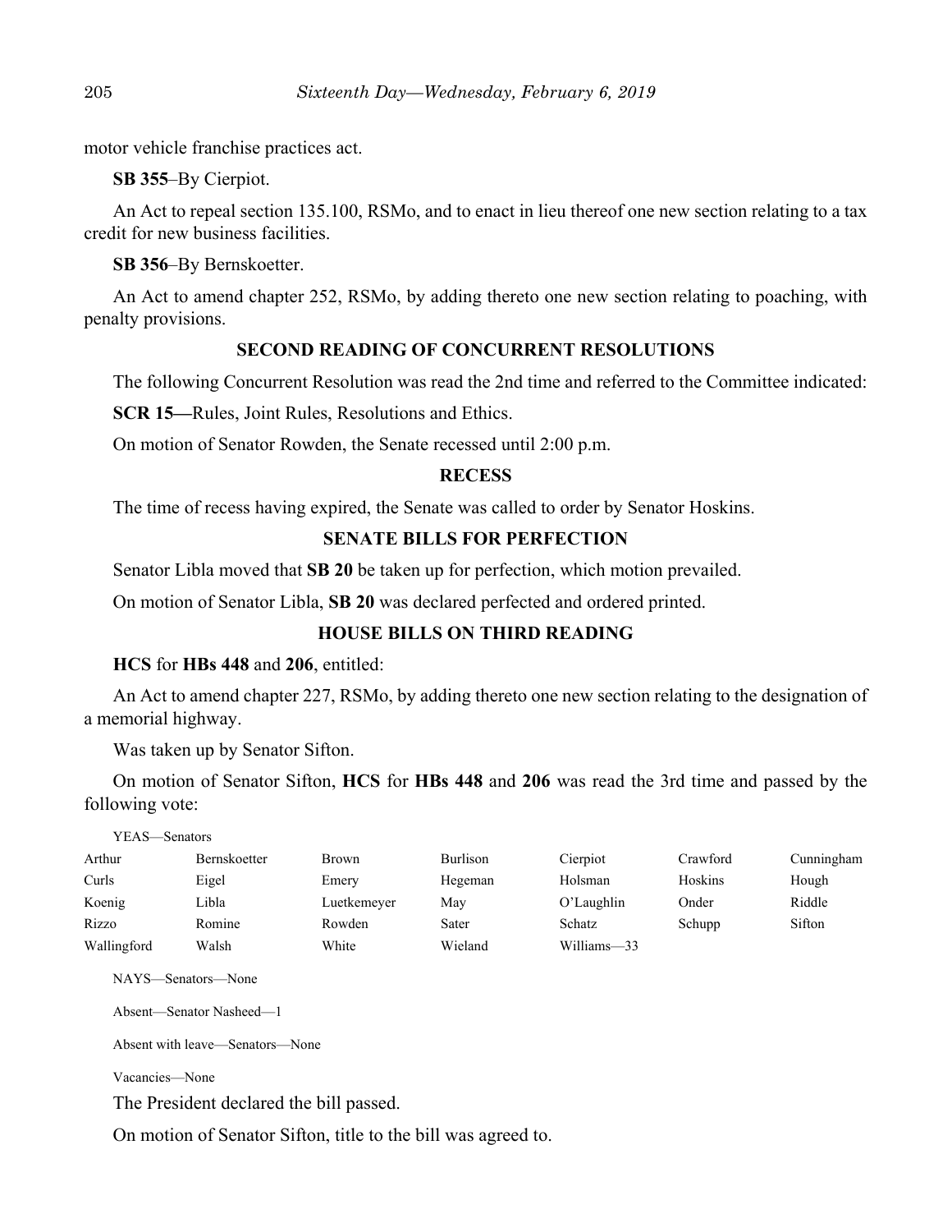motor vehicle franchise practices act.

**SB 355**–By Cierpiot.

An Act to repeal section 135.100, RSMo, and to enact in lieu thereof one new section relating to a tax credit for new business facilities.

**SB 356**–By Bernskoetter.

An Act to amend chapter 252, RSMo, by adding thereto one new section relating to poaching, with penalty provisions.

### SECOND READING OF CONCURRENT RESOLUTIONS

The following Concurrent Resolution was read the 2nd time and referred to the Committee indicated:

**SCR 15—**Rules, Joint Rules, Resolutions and Ethics.

On motion of Senator Rowden, the Senate recessed until 2:00 p.m.

### RECESS

The time of recess having expired, the Senate was called to order by Senator Hoskins.

### SENATE BILLS FOR PERFECTION

Senator Libla moved that **SB 20** be taken up for perfection, which motion prevailed.

On motion of Senator Libla, **SB 20** was declared perfected and ordered printed.

### HOUSE BILLS ON THIRD READING

**HCS** for **HBs 448** and **206**, entitled:

An Act to amend chapter 227, RSMo, by adding thereto one new section relating to the designation of a memorial highway.

Was taken up by Senator Sifton.

On motion of Senator Sifton, **HCS** for **HBs 448** and **206** was read the 3rd time and passed by the following vote:

YEAS—Senators

| | | | | | | |
|---|---|---|---|---|---|---|
| Arthur | Bernskoetter | Brown | Burlison | Cierpiot | Crawford | Cunningham |
| Curls | Eigel | Emery | Hegeman | Holsman | Hoskins | Hough |
| Koenig | Libla | Luetkemeyer | May | O'Laughlin | Onder | Riddle |
| Rizzo | Romine | Rowden | Sater | Schatz | Schupp | Sifton |
| Wallingford | Walsh | White | Wieland | Williams—33 | | |

NAYS—Senators—None

Absent—Senator Nasheed—1

Absent with leave—Senators—None

Vacancies—None

The President declared the bill passed.

On motion of Senator Sifton, title to the bill was agreed to.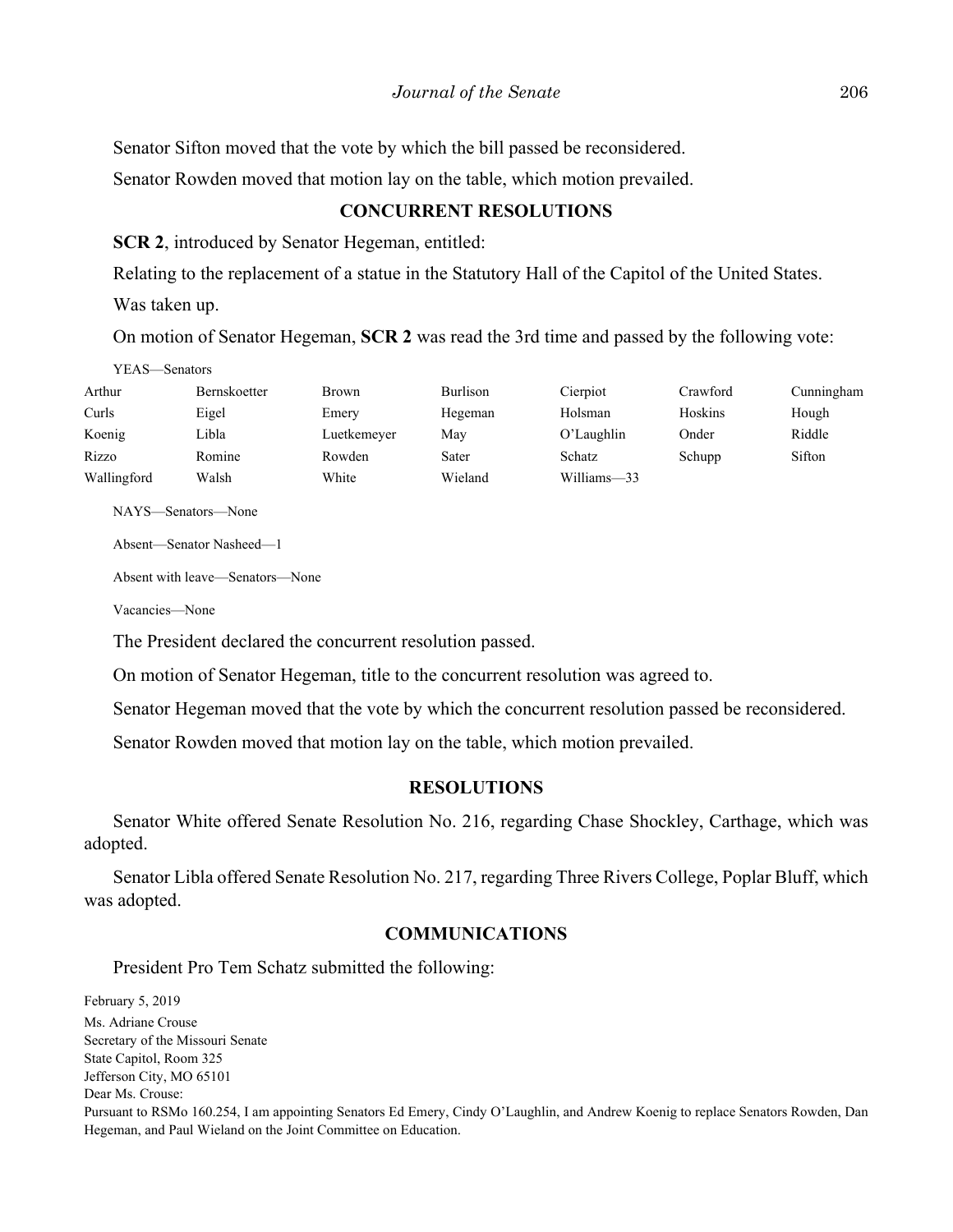Senator Sifton moved that the vote by which the bill passed be reconsidered.

Senator Rowden moved that motion lay on the table, which motion prevailed.

## CONCURRENT RESOLUTIONS

**SCR 2**, introduced by Senator Hegeman, entitled:

Relating to the replacement of a statue in the Statutory Hall of the Capitol of the United States.

Was taken up.

On motion of Senator Hegeman, **SCR 2** was read the 3rd time and passed by the following vote:

YEAS—Senators

| | | | | | | |
|---|---|---|---|---|---|---|
| Arthur | Bernskoetter | Brown | Burlison | Cierpiot | Crawford | Cunningham |
| Curls | Eigel | Emery | Hegeman | Holsman | Hoskins | Hough |
| Koenig | Libla | Luetkemeyer | May | O'Laughlin | Onder | Riddle |
| Rizzo | Romine | Rowden | Sater | Schatz | Schupp | Sifton |
| Wallingford | Walsh | White | Wieland | Williams—33 | | |

NAYS—Senators—None

Absent—Senator Nasheed—1

Absent with leave—Senators—None

Vacancies—None

The President declared the concurrent resolution passed.

On motion of Senator Hegeman, title to the concurrent resolution was agreed to.

Senator Hegeman moved that the vote by which the concurrent resolution passed be reconsidered.

Senator Rowden moved that motion lay on the table, which motion prevailed.

## RESOLUTIONS

Senator White offered Senate Resolution No. 216, regarding Chase Shockley, Carthage, which was adopted.

Senator Libla offered Senate Resolution No. 217, regarding Three Rivers College, Poplar Bluff, which was adopted.

## COMMUNICATIONS

President Pro Tem Schatz submitted the following:

February 5, 2019
Ms. Adriane Crouse
Secretary of the Missouri Senate
State Capitol, Room 325
Jefferson City, MO 65101
Dear Ms. Crouse:
Pursuant to RSMo 160.254, I am appointing Senators Ed Emery, Cindy O'Laughlin, and Andrew Koenig to replace Senators Rowden, Dan Hegeman, and Paul Wieland on the Joint Committee on Education.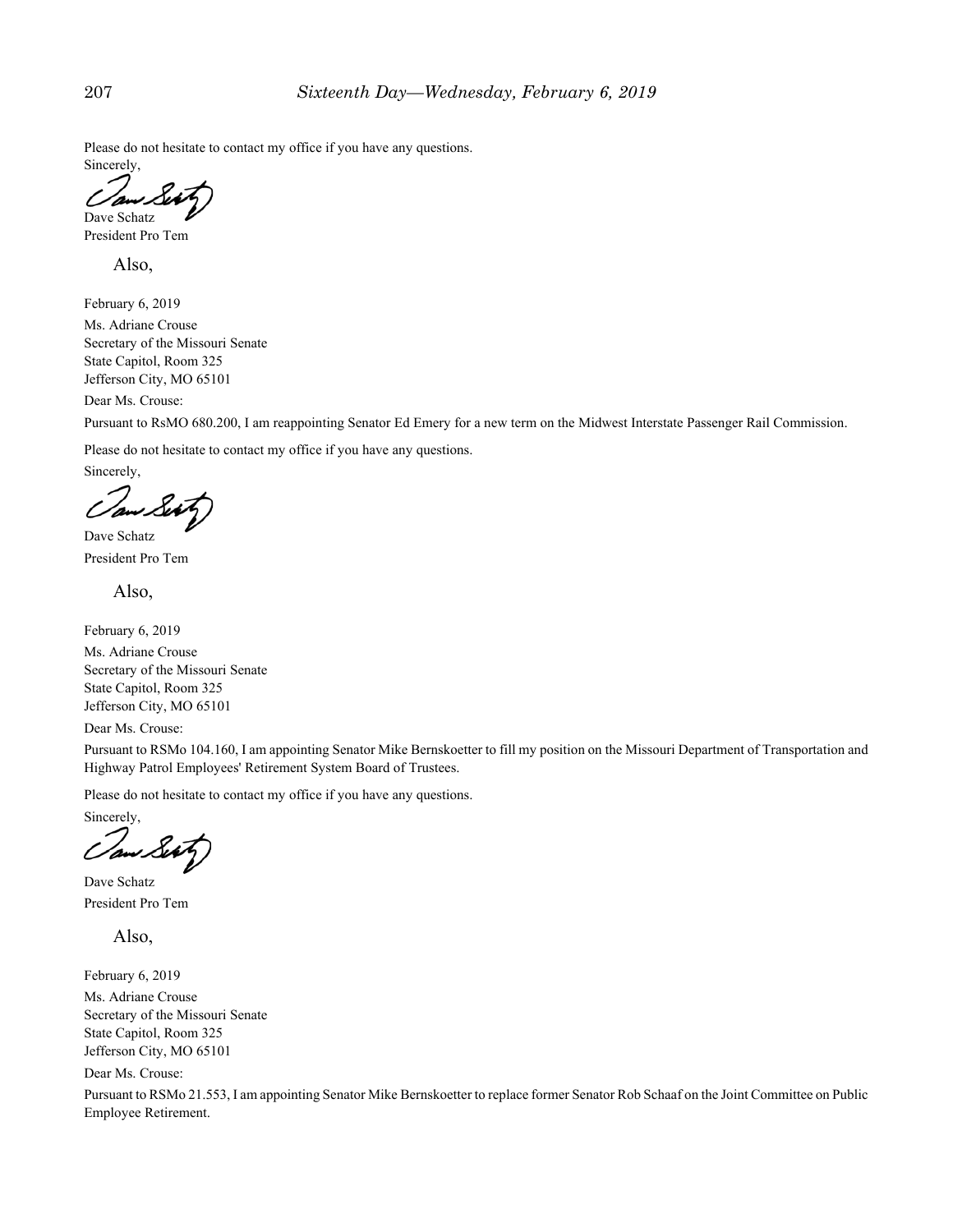Please do not hesitate to contact my office if you have any questions.

Sincerely,

Dave Schatz
President Pro Tem

Also,

February 6, 2019

Ms. Adriane Crouse
Secretary of the Missouri Senate
State Capitol, Room 325
Jefferson City, MO 65101

Dear Ms. Crouse:

Pursuant to RsMO 680.200, I am reappointing Senator Ed Emery for a new term on the Midwest Interstate Passenger Rail Commission.

Please do not hesitate to contact my office if you have any questions.

Sincerely,

Dave Schatz
President Pro Tem

Also,

February 6, 2019

Ms. Adriane Crouse
Secretary of the Missouri Senate
State Capitol, Room 325
Jefferson City, MO 65101

Dear Ms. Crouse:

Pursuant to RSMo 104.160, I am appointing Senator Mike Bernskoetter to fill my position on the Missouri Department of Transportation and Highway Patrol Employees' Retirement System Board of Trustees.

Please do not hesitate to contact my office if you have any questions.

Sincerely,

Dave Schatz
President Pro Tem

Also,

February 6, 2019

Ms. Adriane Crouse
Secretary of the Missouri Senate
State Capitol, Room 325
Jefferson City, MO 65101

Dear Ms. Crouse:

Pursuant to RSMo 21.553, I am appointing Senator Mike Bernskoetter to replace former Senator Rob Schaaf on the Joint Committee on Public Employee Retirement.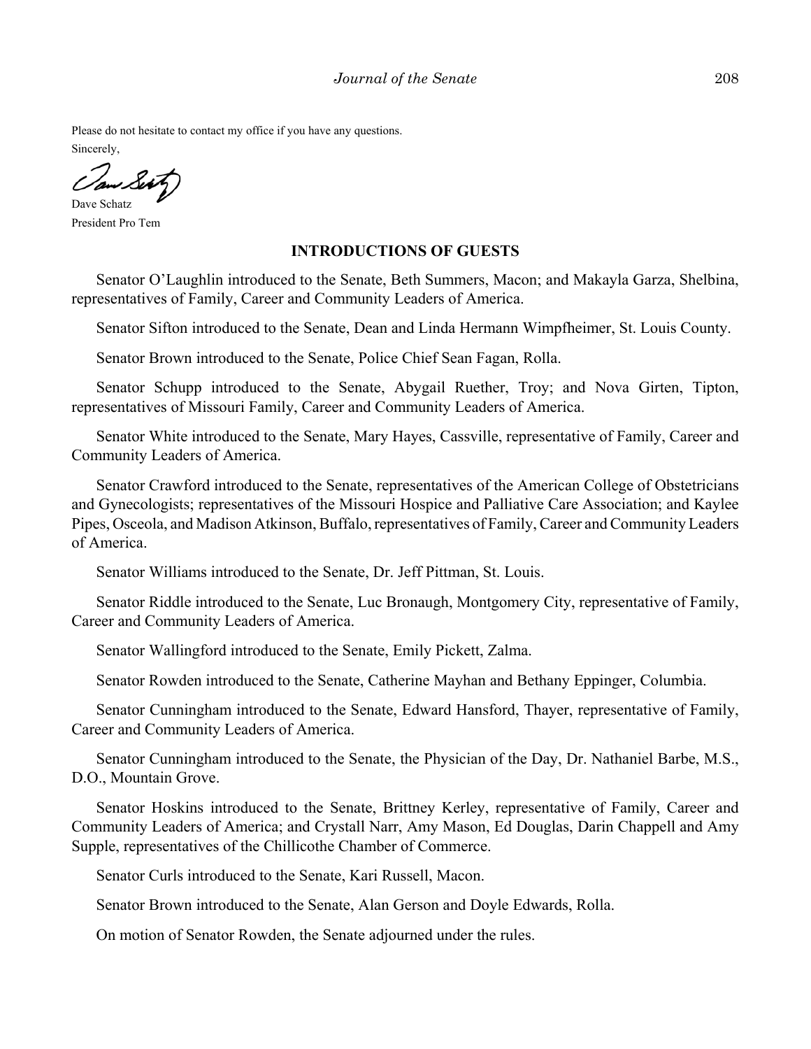Please do not hesitate to contact my office if you have any questions.

Sincerely,

Dave Schatz

President Pro Tem

## INTRODUCTIONS OF GUESTS

Senator O'Laughlin introduced to the Senate, Beth Summers, Macon; and Makayla Garza, Shelbina, representatives of Family, Career and Community Leaders of America.

Senator Sifton introduced to the Senate, Dean and Linda Hermann Wimpfheimer, St. Louis County.

Senator Brown introduced to the Senate, Police Chief Sean Fagan, Rolla.

Senator Schupp introduced to the Senate, Abygail Ruether, Troy; and Nova Girten, Tipton, representatives of Missouri Family, Career and Community Leaders of America.

Senator White introduced to the Senate, Mary Hayes, Cassville, representative of Family, Career and Community Leaders of America.

Senator Crawford introduced to the Senate, representatives of the American College of Obstetricians and Gynecologists; representatives of the Missouri Hospice and Palliative Care Association; and Kaylee Pipes, Osceola, and Madison Atkinson, Buffalo, representatives of Family, Career and Community Leaders of America.

Senator Williams introduced to the Senate, Dr. Jeff Pittman, St. Louis.

Senator Riddle introduced to the Senate, Luc Bronaugh, Montgomery City, representative of Family, Career and Community Leaders of America.

Senator Wallingford introduced to the Senate, Emily Pickett, Zalma.

Senator Rowden introduced to the Senate, Catherine Mayhan and Bethany Eppinger, Columbia.

Senator Cunningham introduced to the Senate, Edward Hansford, Thayer, representative of Family, Career and Community Leaders of America.

Senator Cunningham introduced to the Senate, the Physician of the Day, Dr. Nathaniel Barbe, M.S., D.O., Mountain Grove.

Senator Hoskins introduced to the Senate, Brittney Kerley, representative of Family, Career and Community Leaders of America; and Crystall Narr, Amy Mason, Ed Douglas, Darin Chappell and Amy Supple, representatives of the Chillicothe Chamber of Commerce.

Senator Curls introduced to the Senate, Kari Russell, Macon.

Senator Brown introduced to the Senate, Alan Gerson and Doyle Edwards, Rolla.

On motion of Senator Rowden, the Senate adjourned under the rules.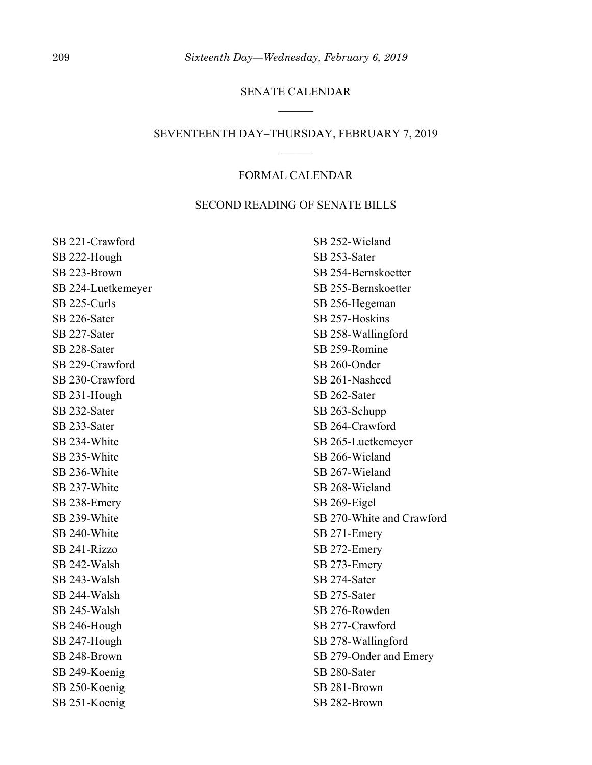## SENATE CALENDAR

---

## SEVENTEENTH DAY–THURSDAY, FEBRUARY 7, 2019

---

### FORMAL CALENDAR

### SECOND READING OF SENATE BILLS

SB 221-Crawford
SB 222-Hough
SB 223-Brown
SB 224-Luetkemeyer
SB 225-Curls
SB 226-Sater
SB 227-Sater
SB 228-Sater
SB 229-Crawford
SB 230-Crawford
SB 231-Hough
SB 232-Sater
SB 233-Sater
SB 234-White
SB 235-White
SB 236-White
SB 237-White
SB 238-Emery
SB 239-White
SB 240-White
SB 241-Rizzo
SB 242-Walsh
SB 243-Walsh
SB 244-Walsh
SB 245-Walsh
SB 246-Hough
SB 247-Hough
SB 248-Brown
SB 249-Koenig
SB 250-Koenig
SB 251-Koenig
SB 252-Wieland
SB 253-Sater
SB 254-Bernskoetter
SB 255-Bernskoetter
SB 256-Hegeman
SB 257-Hoskins
SB 258-Wallingford
SB 259-Romine
SB 260-Onder
SB 261-Nasheed
SB 262-Sater
SB 263-Schupp
SB 264-Crawford
SB 265-Luetkemeyer
SB 266-Wieland
SB 267-Wieland
SB 268-Wieland
SB 269-Eigel
SB 270-White and Crawford
SB 271-Emery
SB 272-Emery
SB 273-Emery
SB 274-Sater
SB 275-Sater
SB 276-Rowden
SB 277-Crawford
SB 278-Wallingford
SB 279-Onder and Emery
SB 280-Sater
SB 281-Brown
SB 282-Brown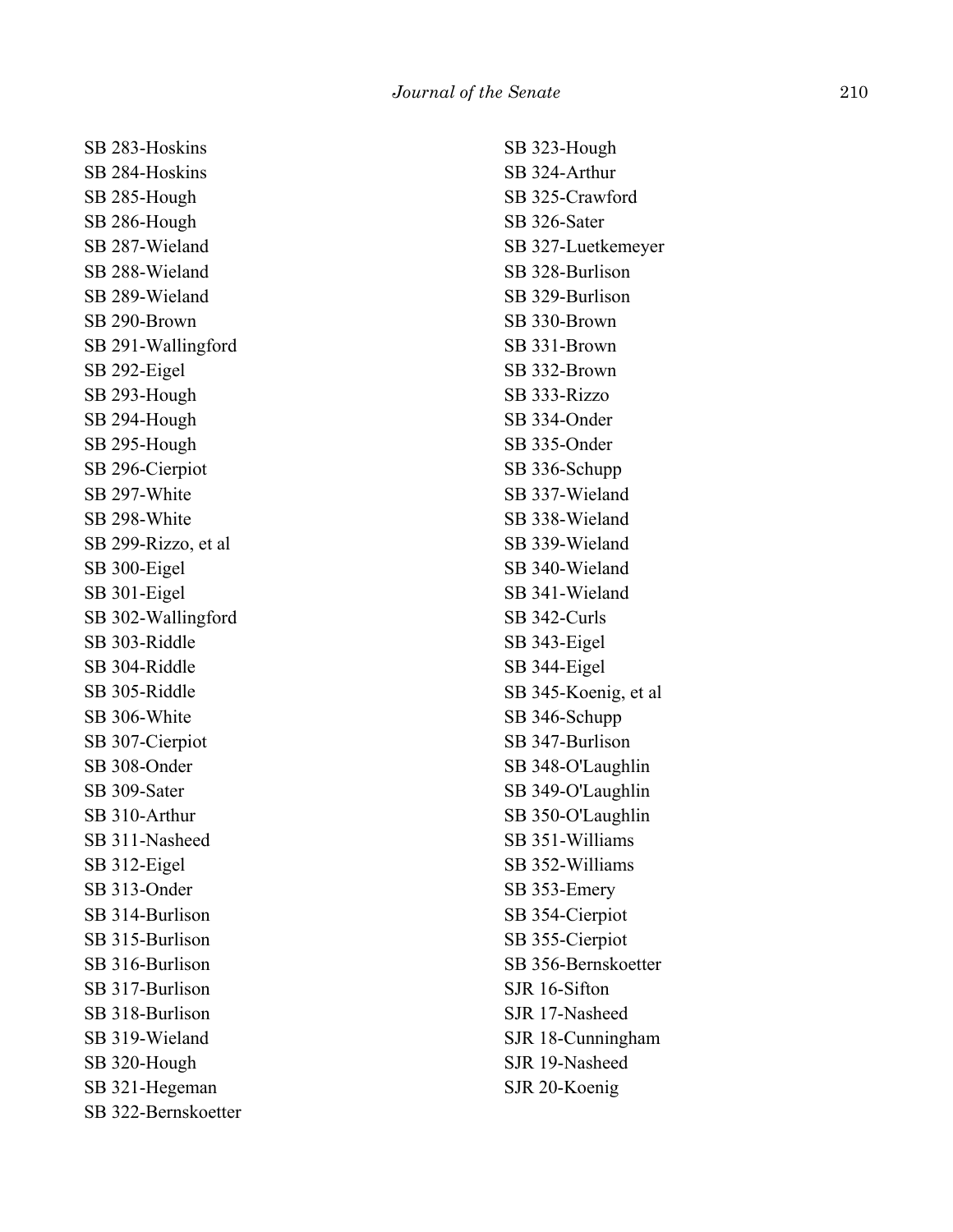SB 283-Hoskins
SB 284-Hoskins
SB 285-Hough
SB 286-Hough
SB 287-Wieland
SB 288-Wieland
SB 289-Wieland
SB 290-Brown
SB 291-Wallingford
SB 292-Eigel
SB 293-Hough
SB 294-Hough
SB 295-Hough
SB 296-Cierpiot
SB 297-White
SB 298-White
SB 299-Rizzo, et al
SB 300-Eigel
SB 301-Eigel
SB 302-Wallingford
SB 303-Riddle
SB 304-Riddle
SB 305-Riddle
SB 306-White
SB 307-Cierpiot
SB 308-Onder
SB 309-Sater
SB 310-Arthur
SB 311-Nasheed
SB 312-Eigel
SB 313-Onder
SB 314-Burlison
SB 315-Burlison
SB 316-Burlison
SB 317-Burlison
SB 318-Burlison
SB 319-Wieland
SB 320-Hough
SB 321-Hegeman
SB 322-Bernskoetter
SB 323-Hough
SB 324-Arthur
SB 325-Crawford
SB 326-Sater
SB 327-Luetkemeyer
SB 328-Burlison
SB 329-Burlison
SB 330-Brown
SB 331-Brown
SB 332-Brown
SB 333-Rizzo
SB 334-Onder
SB 335-Onder
SB 336-Schupp
SB 337-Wieland
SB 338-Wieland
SB 339-Wieland
SB 340-Wieland
SB 341-Wieland
SB 342-Curls
SB 343-Eigel
SB 344-Eigel
SB 345-Koenig, et al
SB 346-Schupp
SB 347-Burlison
SB 348-O'Laughlin
SB 349-O'Laughlin
SB 350-O'Laughlin
SB 351-Williams
SB 352-Williams
SB 353-Emery
SB 354-Cierpiot
SB 355-Cierpiot
SB 356-Bernskoetter
SJR 16-Sifton
SJR 17-Nasheed
SJR 18-Cunningham
SJR 19-Nasheed
SJR 20-Koenig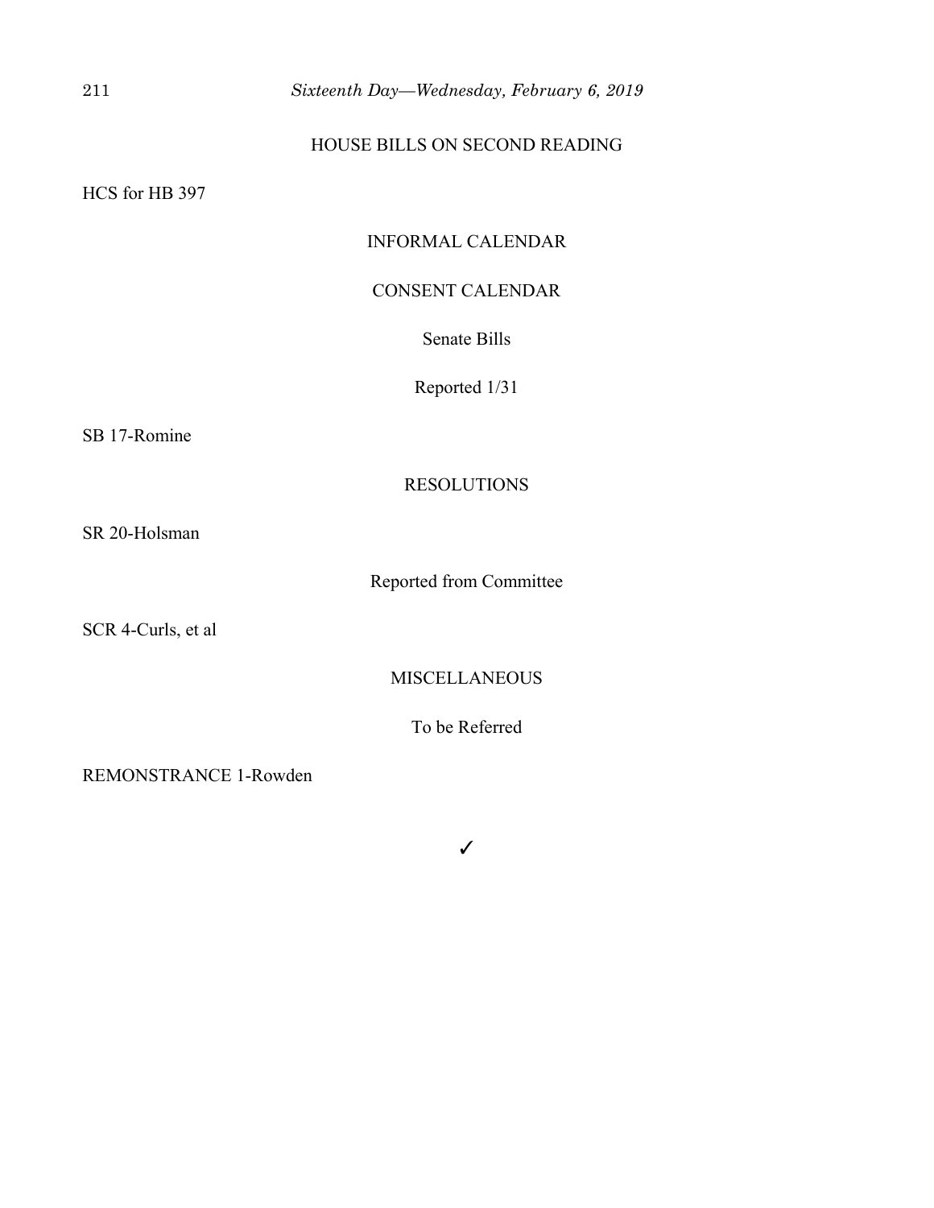## HOUSE BILLS ON SECOND READING

HCS for HB 397

## INFORMAL CALENDAR

## CONSENT CALENDAR

### Senate Bills

Reported 1/31

SB 17-Romine

## RESOLUTIONS

SR 20-Holsman

Reported from Committee

SCR 4-Curls, et al

## MISCELLANEOUS

To be Referred

REMONSTRANCE 1-Rowden

✓